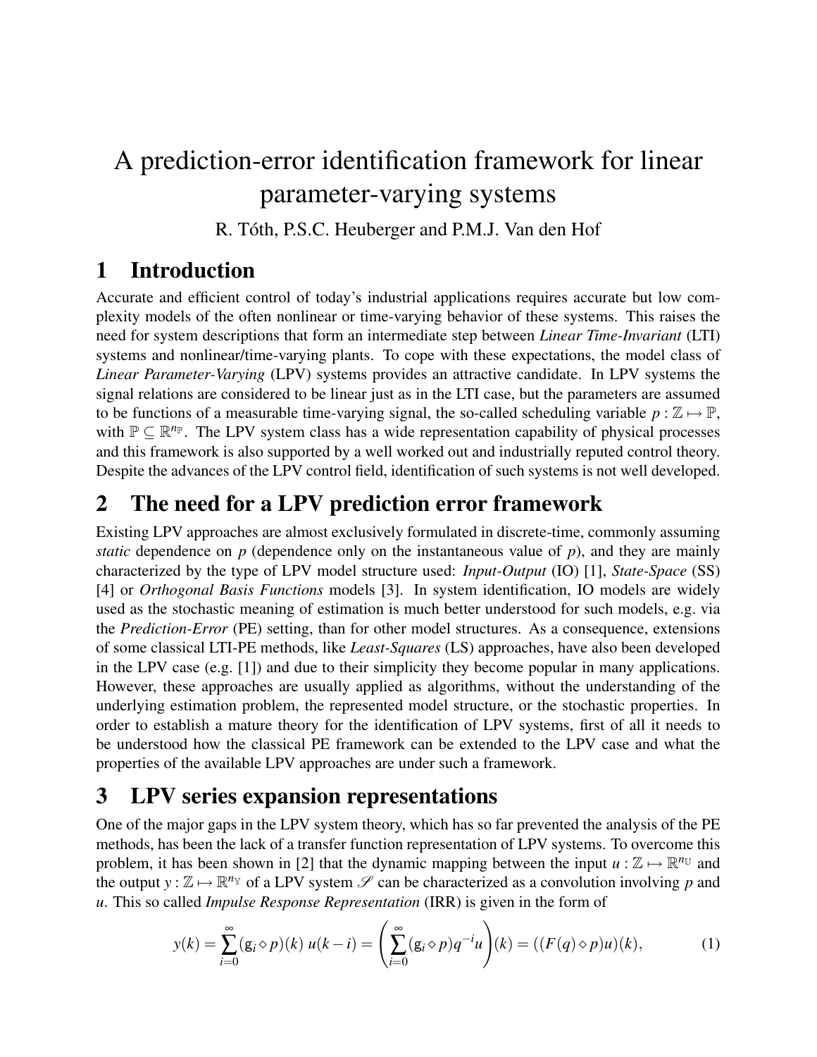# A prediction-error identification framework for linear parameter-varying systems

R. Tóth, P.S.C. Heuberger and P.M.J. Van den Hof

## 1 Introduction

Accurate and efficient control of today's industrial applications requires accurate but low complexity models of the often nonlinear or time-varying behavior of these systems. This raises the need for system descriptions that form an intermediate step between *Linear Time-Invariant* (LTI) systems and nonlinear/time-varying plants. To cope with these expectations, the model class of *Linear Parameter-Varying* (LPV) systems provides an attractive candidate. In LPV systems the signal relations are considered to be linear just as in the LTI case, but the parameters are assumed to be functions of a measurable time-varying signal, the so-called scheduling variable $p : \mathbb{Z} \mapsto \mathbb{P}$, with $\mathbb{P} \subseteq \mathbb{R}^{n_\mathbb{P}}$. The LPV system class has a wide representation capability of physical processes and this framework is also supported by a well worked out and industrially reputed control theory. Despite the advances of the LPV control field, identification of such systems is not well developed.

## 2 The need for a LPV prediction error framework

Existing LPV approaches are almost exclusively formulated in discrete-time, commonly assuming *static* dependence on $p$ (dependence only on the instantaneous value of $p$), and they are mainly characterized by the type of LPV model structure used: *Input-Output* (IO) [1], *State-Space* (SS) [4] or *Orthogonal Basis Functions* models [3]. In system identification, IO models are widely used as the stochastic meaning of estimation is much better understood for such models, e.g. via the *Prediction-Error* (PE) setting, than for other model structures. As a consequence, extensions of some classical LTI-PE methods, like *Least-Squares* (LS) approaches, have also been developed in the LPV case (e.g. [1]) and due to their simplicity they become popular in many applications. However, these approaches are usually applied as algorithms, without the understanding of the underlying estimation problem, the represented model structure, or the stochastic properties. In order to establish a mature theory for the identification of LPV systems, first of all it needs to be understood how the classical PE framework can be extended to the LPV case and what the properties of the available LPV approaches are under such a framework.

## 3 LPV series expansion representations

One of the major gaps in the LPV system theory, which has so far prevented the analysis of the PE methods, has been the lack of a transfer function representation of LPV systems. To overcome this problem, it has been shown in [2] that the dynamic mapping between the input $u : \mathbb{Z} \mapsto \mathbb{R}^{n_\mathbb{U}}$ and the output $y : \mathbb{Z} \mapsto \mathbb{R}^{n_\mathbb{Y}}$ of a LPV system $\mathscr{S}$ can be characterized as a convolution involving $p$ and $u$. This so called *Impulse Response Representation* (IRR) is given in the form of

$$y(k) = \sum_{i=0}^{\infty} (\mathrm{g}_i \diamond p)(k)\, u(k-i) = \left( \sum_{i=0}^{\infty} (\mathrm{g}_i \diamond p) q^{-i} u \right)(k) = ((F(q) \diamond p)u)(k), \tag{1}$$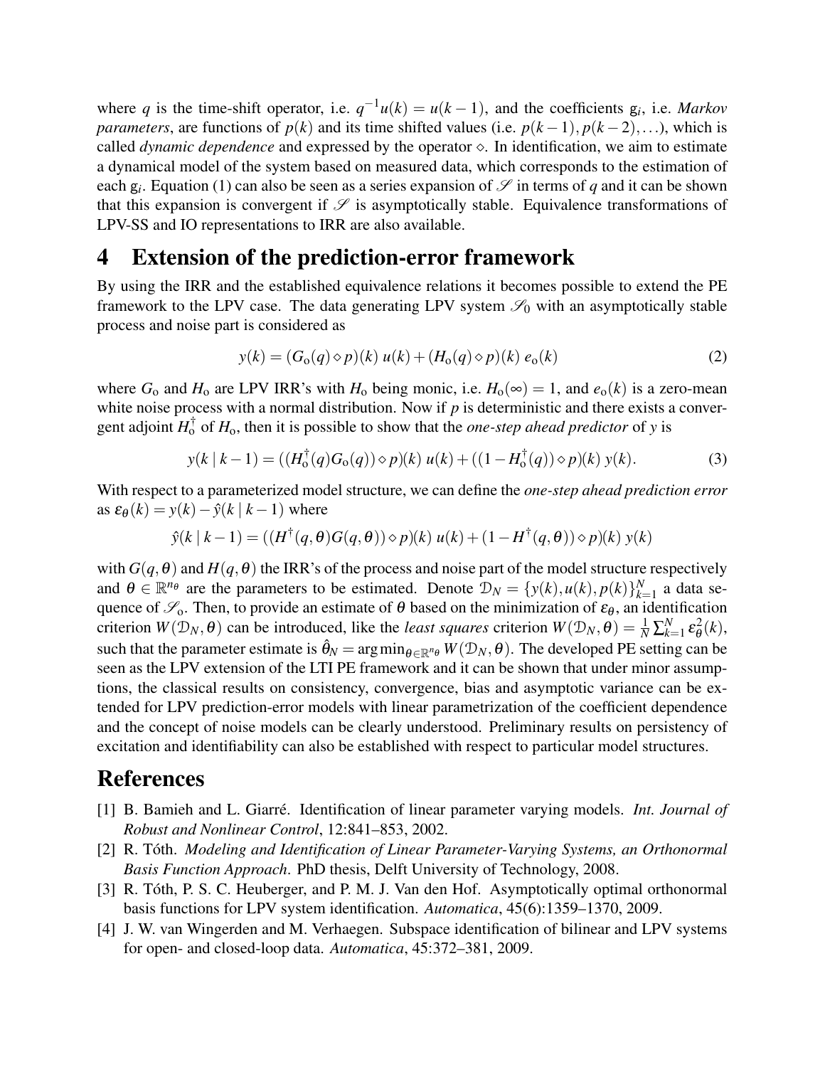where $q$ is the time-shift operator, i.e. $q^{-1}u(k) = u(k-1)$, and the coefficients $\mathrm{g}_i$, i.e. *Markov parameters*, are functions of $p(k)$ and its time shifted values (i.e. $p(k-1), p(k-2), \ldots$), which is called *dynamic dependence* and expressed by the operator $\diamond$. In identification, we aim to estimate a dynamical model of the system based on measured data, which corresponds to the estimation of each $\mathrm{g}_i$. Equation (1) can also be seen as a series expansion of $\mathscr{S}$ in terms of $q$ and it can be shown that this expansion is convergent if $\mathscr{S}$ is asymptotically stable. Equivalence transformations of LPV-SS and IO representations to IRR are also available.

# 4 Extension of the prediction-error framework

By using the IRR and the established equivalence relations it becomes possible to extend the PE framework to the LPV case. The data generating LPV system $\mathscr{S}_0$ with an asymptotically stable process and noise part is considered as

$$y(k) = (G_{\mathrm{o}}(q) \diamond p)(k)\; u(k) + (H_{\mathrm{o}}(q) \diamond p)(k)\; e_{\mathrm{o}}(k) \tag{2}$$

where $G_{\mathrm{o}}$ and $H_{\mathrm{o}}$ are LPV IRR's with $H_{\mathrm{o}}$ being monic, i.e. $H_{\mathrm{o}}(\infty) = 1$, and $e_{\mathrm{o}}(k)$ is a zero-mean white noise process with a normal distribution. Now if $p$ is deterministic and there exists a convergent adjoint $H_{\mathrm{o}}^{\dagger}$ of $H_{\mathrm{o}}$, then it is possible to show that the *one-step ahead predictor* of $y$ is

$$y(k \mid k-1) = ((H_{\mathrm{o}}^{\dagger}(q)G_{\mathrm{o}}(q)) \diamond p)(k)\; u(k) + ((1 - H_{\mathrm{o}}^{\dagger}(q)) \diamond p)(k)\; y(k). \tag{3}$$

With respect to a parameterized model structure, we can define the *one-step ahead prediction error* as $\varepsilon_\theta(k) = y(k) - \hat{y}(k \mid k-1)$ where

$$\hat{y}(k \mid k-1) = ((H^{\dagger}(q,\theta)G(q,\theta)) \diamond p)(k)\; u(k) + (1 - H^{\dagger}(q,\theta)) \diamond p)(k)\; y(k)$$

with $G(q,\theta)$ and $H(q,\theta)$ the IRR's of the process and noise part of the model structure respectively and $\theta \in \mathbb{R}^{n_\theta}$ are the parameters to be estimated. Denote $\mathcal{D}_N = \{y(k), u(k), p(k)\}_{k=1}^{N}$ a data sequence of $\mathscr{S}_{\mathrm{o}}$. Then, to provide an estimate of $\theta$ based on the minimization of $\varepsilon_\theta$, an identification criterion $W(\mathcal{D}_N, \theta)$ can be introduced, like the *least squares* criterion $W(\mathcal{D}_N, \theta) = \frac{1}{N}\sum_{k=1}^{N} \varepsilon_\theta^2(k)$, such that the parameter estimate is $\hat{\theta}_N = \arg\min_{\theta \in \mathbb{R}^{n_\theta}} W(\mathcal{D}_N, \theta)$. The developed PE setting can be seen as the LPV extension of the LTI PE framework and it can be shown that under minor assumptions, the classical results on consistency, convergence, bias and asymptotic variance can be extended for LPV prediction-error models with linear parametrization of the coefficient dependence and the concept of noise models can be clearly understood. Preliminary results on persistency of excitation and identifiability can also be established with respect to particular model structures.

# References

[1] B. Bamieh and L. Giarré. Identification of linear parameter varying models. *Int. Journal of Robust and Nonlinear Control*, 12:841–853, 2002.

[2] R. Tóth. *Modeling and Identification of Linear Parameter-Varying Systems, an Orthonormal Basis Function Approach*. PhD thesis, Delft University of Technology, 2008.

[3] R. Tóth, P. S. C. Heuberger, and P. M. J. Van den Hof. Asymptotically optimal orthonormal basis functions for LPV system identification. *Automatica*, 45(6):1359–1370, 2009.

[4] J. W. van Wingerden and M. Verhaegen. Subspace identification of bilinear and LPV systems for open- and closed-loop data. *Automatica*, 45:372–381, 2009.